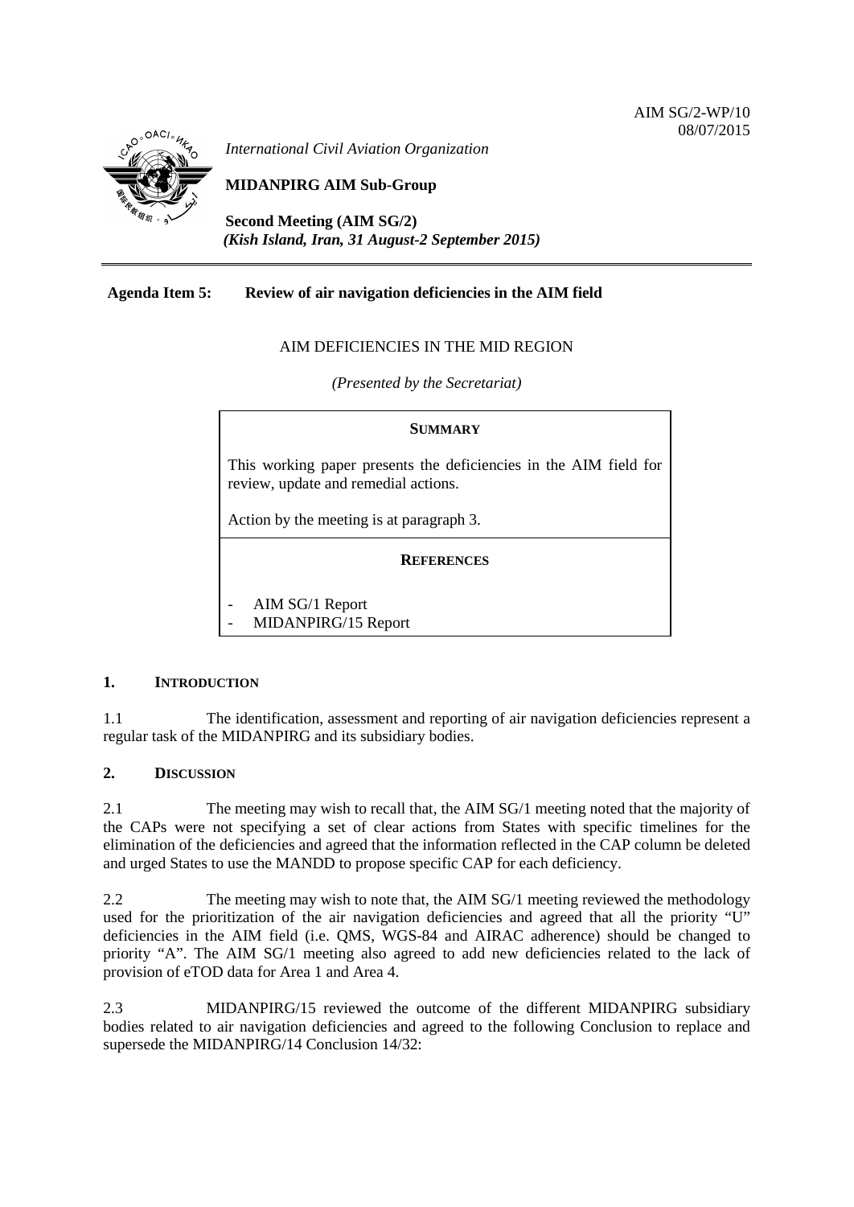AIM SG/2-WP/10
08/07/2015

*International Civil Aviation Organization*

**MIDANPIRG AIM Sub-Group**

**Second Meeting (AIM SG/2)**
***(Kish Island, Iran, 31 August-2 September 2015)***

---

**Agenda Item 5: Review of air navigation deficiencies in the AIM field**

AIM DEFICIENCIES IN THE MID REGION

*(Presented by the Secretariat)*

| **SUMMARY** |
|---|
| This working paper presents the deficiencies in the AIM field for review, update and remedial actions.<br><br>Action by the meeting is at paragraph 3. |
| **REFERENCES** |
| - AIM SG/1 Report<br>- MIDANPIRG/15 Report |

## 1. INTRODUCTION

1.1 The identification, assessment and reporting of air navigation deficiencies represent a regular task of the MIDANPIRG and its subsidiary bodies.

## 2. DISCUSSION

2.1 The meeting may wish to recall that, the AIM SG/1 meeting noted that the majority of the CAPs were not specifying a set of clear actions from States with specific timelines for the elimination of the deficiencies and agreed that the information reflected in the CAP column be deleted and urged States to use the MANDD to propose specific CAP for each deficiency.

2.2 The meeting may wish to note that, the AIM SG/1 meeting reviewed the methodology used for the prioritization of the air navigation deficiencies and agreed that all the priority "U" deficiencies in the AIM field (i.e. QMS, WGS-84 and AIRAC adherence) should be changed to priority "A". The AIM SG/1 meeting also agreed to add new deficiencies related to the lack of provision of eTOD data for Area 1 and Area 4.

2.3 MIDANPIRG/15 reviewed the outcome of the different MIDANPIRG subsidiary bodies related to air navigation deficiencies and agreed to the following Conclusion to replace and supersede the MIDANPIRG/14 Conclusion 14/32: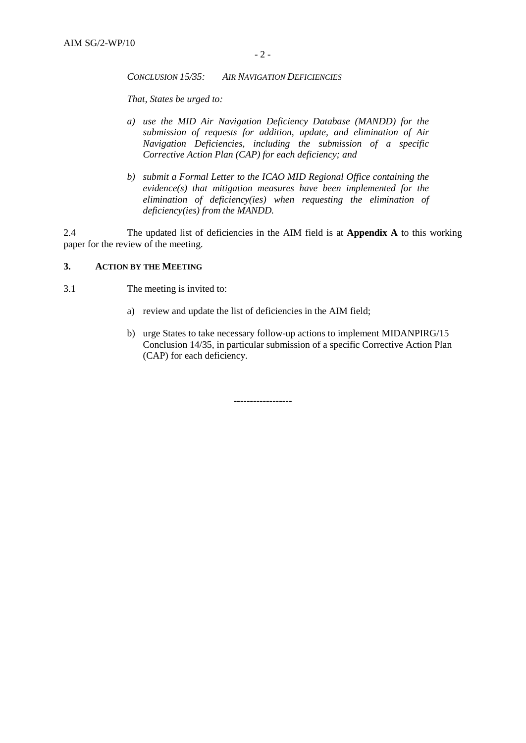*CONCLUSION 15/35: AIR NAVIGATION DEFICIENCIES*

*That, States be urged to:*

*a) use the MID Air Navigation Deficiency Database (MANDD) for the submission of requests for addition, update, and elimination of Air Navigation Deficiencies, including the submission of a specific Corrective Action Plan (CAP) for each deficiency; and*

*b) submit a Formal Letter to the ICAO MID Regional Office containing the evidence(s) that mitigation measures have been implemented for the elimination of deficiency(ies) when requesting the elimination of deficiency(ies) from the MANDD.*

2.4 The updated list of deficiencies in the AIM field is at **Appendix A** to this working paper for the review of the meeting.

## 3. ACTION BY THE MEETING

3.1 The meeting is invited to:

a) review and update the list of deficiencies in the AIM field;

b) urge States to take necessary follow-up actions to implement MIDANPIRG/15 Conclusion 14/35, in particular submission of a specific Corrective Action Plan (CAP) for each deficiency.

------------------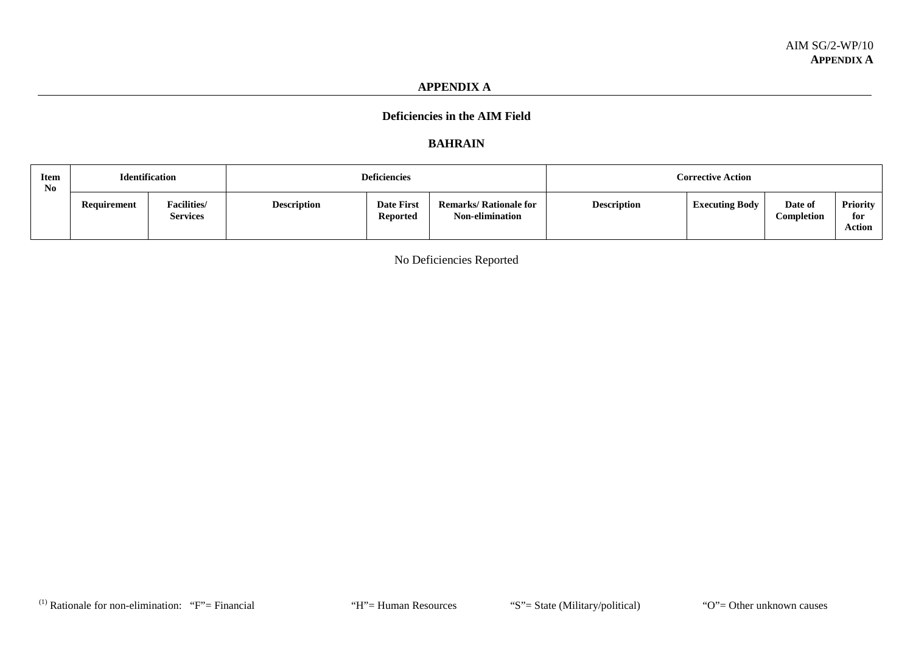## APPENDIX A

### Deficiencies in the AIM Field

### BAHRAIN

| Item No | Identification | | Deficiencies | | | Corrective Action | | | |
|---|---|---|---|---|---|---|---|---|---|
| | Requirement | Facilities/ Services | Description | Date First Reported | Remarks/ Rationale for Non-elimination | Description | Executing Body | Date of Completion | Priority for Action |

No Deficiencies Reported

[(1)] Rationale for non-elimination: "F"= Financial "H"= Human Resources "S"= State (Military/political) "O"= Other unknown causes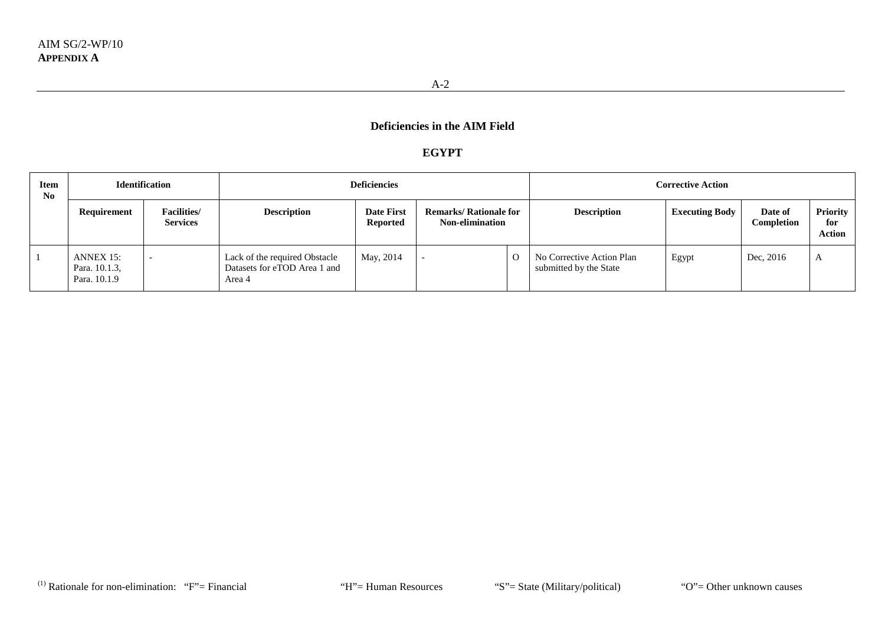## Deficiencies in the AIM Field

## EGYPT

| Item No | Identification | | Deficiencies | | | | Corrective Action | | | |
|---|---|---|---|---|---|---|---|---|---|---|
| | Requirement | Facilities/ Services | Description | Date First Reported | Remarks/ Rationale for Non-elimination | | Description | Executing Body | Date of Completion | Priority for Action |
| 1 | ANNEX 15: Para. 10.1.3, Para. 10.1.9 | - | Lack of the required Obstacle Datasets for eTOD Area 1 and Area 4 | May, 2014 | - | O | No Corrective Action Plan submitted by the State | Egypt | Dec, 2016 | A |

(1) Rationale for non-elimination: "F"= Financial "H"= Human Resources "S"= State (Military/political) "O"= Other unknown causes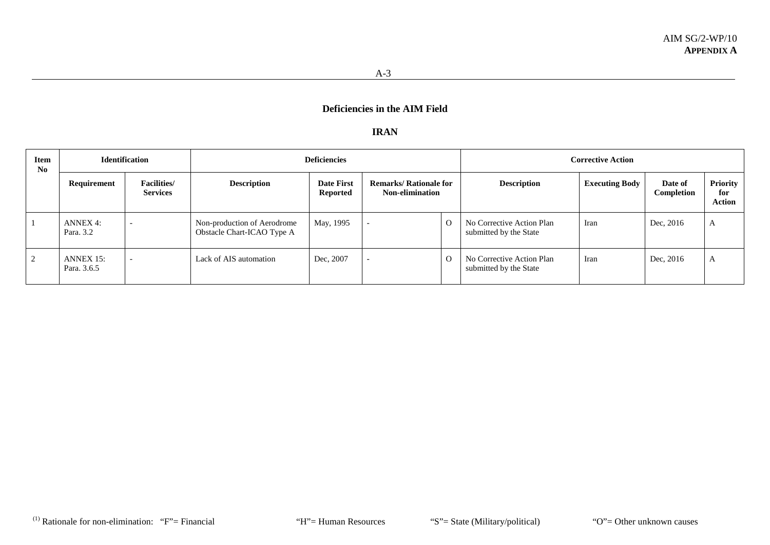## Deficiencies in the AIM Field

## IRAN

| Item No | Identification | | Deficiencies | | | | Corrective Action | | | |
|---|---|---|---|---|---|---|---|---|---|---|
| | Requirement | Facilities/ Services | Description | Date First Reported | Remarks/ Rationale for Non-elimination | | Description | Executing Body | Date of Completion | Priority for Action |
| 1 | ANNEX 4: Para. 3.2 | - | Non-production of Aerodrome Obstacle Chart-ICAO Type A | May, 1995 | - | O | No Corrective Action Plan submitted by the State | Iran | Dec, 2016 | A |
| 2 | ANNEX 15: Para. 3.6.5 | - | Lack of AIS automation | Dec, 2007 | - | O | No Corrective Action Plan submitted by the State | Iran | Dec, 2016 | A |

(1) Rationale for non-elimination: "F"= Financial "H"= Human Resources "S"= State (Military/political) "O"= Other unknown causes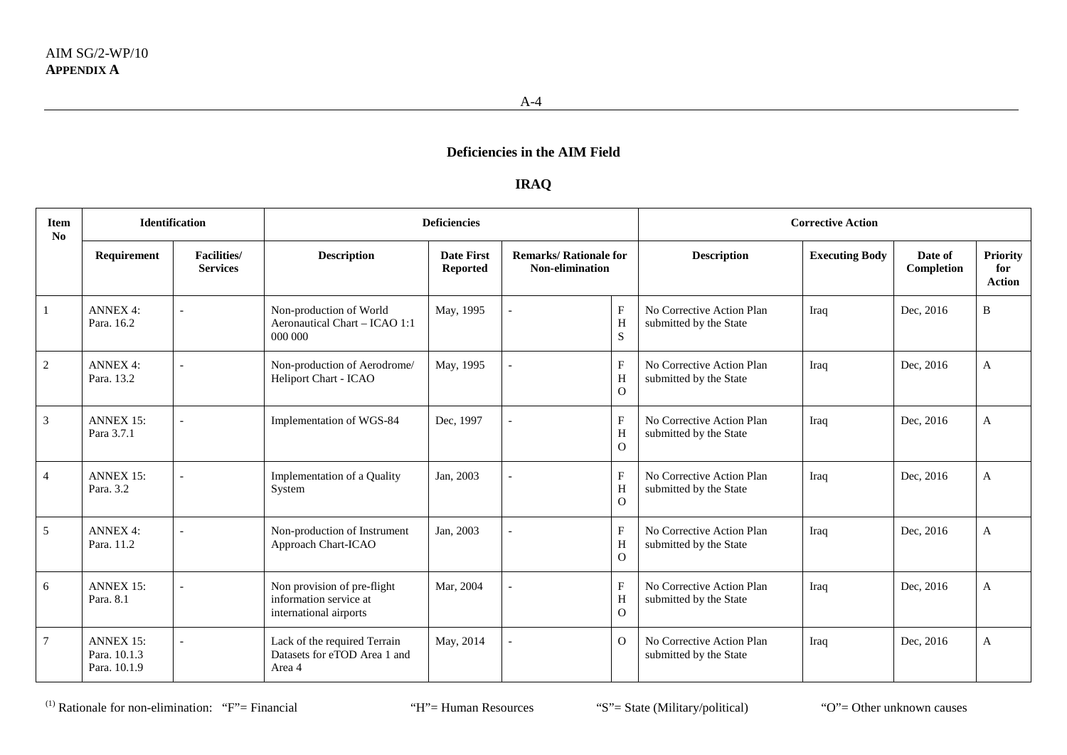## Deficiencies in the AIM Field

## IRAQ

| Item No | Identification | | Deficiencies | | | | Corrective Action | | | |
|---|---|---|---|---|---|---|---|---|---|---|
| | Requirement | Facilities/ Services | Description | Date First Reported | Remarks/ Rationale for Non-elimination | | Description | Executing Body | Date of Completion | Priority for Action |
| 1 | ANNEX 4: Para. 16.2 | - | Non-production of World Aeronautical Chart – ICAO 1:1 000 000 | May, 1995 | - | F H S | No Corrective Action Plan submitted by the State | Iraq | Dec, 2016 | B |
| 2 | ANNEX 4: Para. 13.2 | - | Non-production of Aerodrome/ Heliport Chart - ICAO | May, 1995 | - | F H O | No Corrective Action Plan submitted by the State | Iraq | Dec, 2016 | A |
| 3 | ANNEX 15: Para 3.7.1 | - | Implementation of WGS-84 | Dec, 1997 | - | F H O | No Corrective Action Plan submitted by the State | Iraq | Dec, 2016 | A |
| 4 | ANNEX 15: Para. 3.2 | - | Implementation of a Quality System | Jan, 2003 | - | F H O | No Corrective Action Plan submitted by the State | Iraq | Dec, 2016 | A |
| 5 | ANNEX 4: Para. 11.2 | - | Non-production of Instrument Approach Chart-ICAO | Jan, 2003 | - | F H O | No Corrective Action Plan submitted by the State | Iraq | Dec, 2016 | A |
| 6 | ANNEX 15: Para. 8.1 | - | Non provision of pre-flight information service at international airports | Mar, 2004 | - | F H O | No Corrective Action Plan submitted by the State | Iraq | Dec, 2016 | A |
| 7 | ANNEX 15: Para. 10.1.3 Para. 10.1.9 | - | Lack of the required Terrain Datasets for eTOD Area 1 and Area 4 | May, 2014 | - | O | No Corrective Action Plan submitted by the State | Iraq | Dec, 2016 | A |

[1] Rationale for non-elimination: "F"= Financial "H"= Human Resources "S"= State (Military/political) "O"= Other unknown causes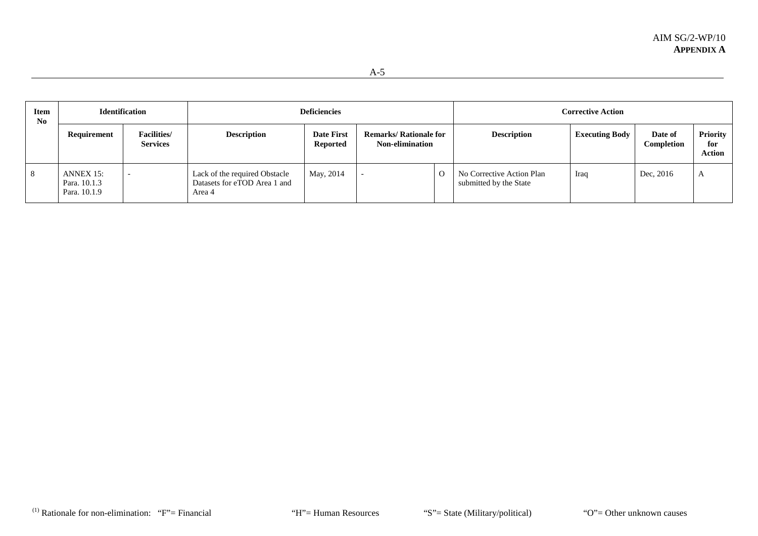| Item No | Identification | | Deficiencies | | | | Corrective Action | | | |
|---|---|---|---|---|---|---|---|---|---|---|
| | Requirement | Facilities/ Services | Description | Date First Reported | Remarks/ Rationale for Non-elimination | | Description | Executing Body | Date of Completion | Priority for Action |
| 8 | ANNEX 15: Para. 10.1.3 Para. 10.1.9 | - | Lack of the required Obstacle Datasets for eTOD Area 1 and Area 4 | May, 2014 | - | O | No Corrective Action Plan submitted by the State | Iraq | Dec, 2016 | A |

(1) Rationale for non-elimination: "F"= Financial "H"= Human Resources "S"= State (Military/political) "O"= Other unknown causes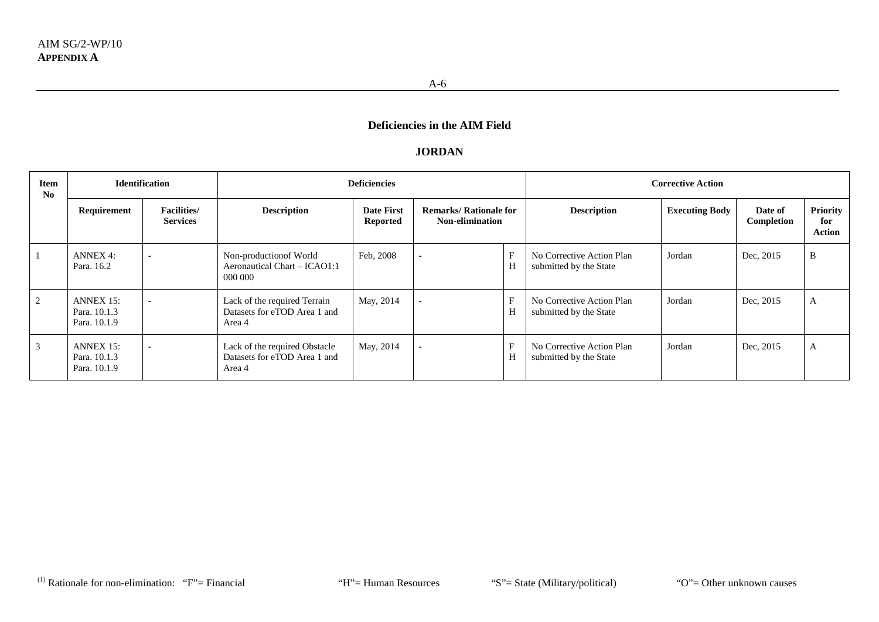## Deficiencies in the AIM Field

## JORDAN

| Item No | Identification | | Deficiencies | | | | Corrective Action | | | |
|---|---|---|---|---|---|---|---|---|---|---|
| | Requirement | Facilities/ Services | Description | Date First Reported | Remarks/ Rationale for Non-elimination | | Description | Executing Body | Date of Completion | Priority for Action |
| 1 | ANNEX 4: Para. 16.2 | - | Non-productionof World Aeronautical Chart – ICAO1:1 000 000 | Feb, 2008 | - | F H | No Corrective Action Plan submitted by the State | Jordan | Dec, 2015 | B |
| 2 | ANNEX 15: Para. 10.1.3 Para. 10.1.9 | - | Lack of the required Terrain Datasets for eTOD Area 1 and Area 4 | May, 2014 | - | F H | No Corrective Action Plan submitted by the State | Jordan | Dec, 2015 | A |
| 3 | ANNEX 15: Para. 10.1.3 Para. 10.1.9 | - | Lack of the required Obstacle Datasets for eTOD Area 1 and Area 4 | May, 2014 | - | F H | No Corrective Action Plan submitted by the State | Jordan | Dec, 2015 | A |

(1) Rationale for non-elimination: "F"= Financial "H"= Human Resources "S"= State (Military/political) "O"= Other unknown causes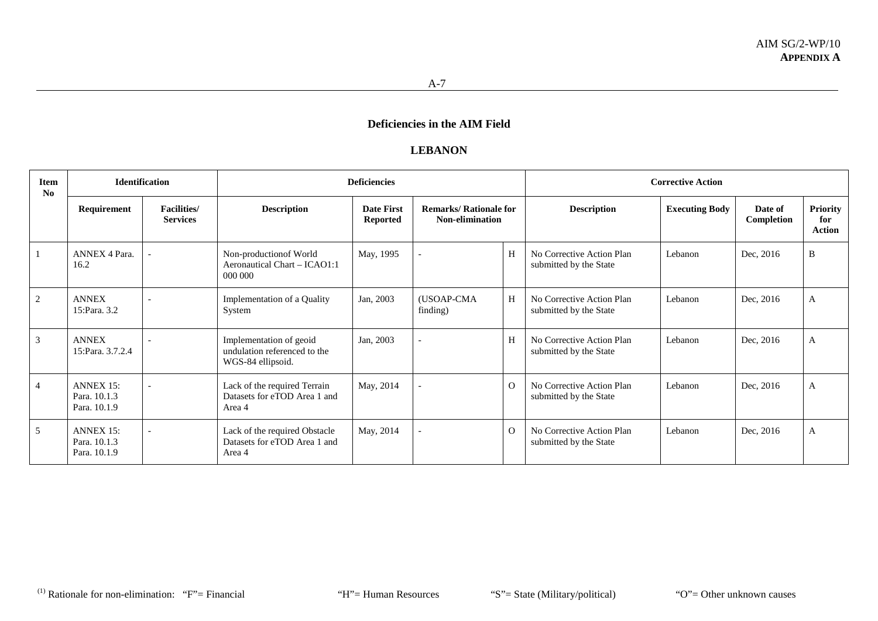## Deficiencies in the AIM Field

## LEBANON

| Item No | Identification | | Deficiencies | | | | Corrective Action | | | |
|---|---|---|---|---|---|---|---|---|---|---|
| | Requirement | Facilities/ Services | Description | Date First Reported | Remarks/ Rationale for Non-elimination | | Description | Executing Body | Date of Completion | Priority for Action |
| 1 | ANNEX 4 Para. 16.2 | - | Non-productionof World Aeronautical Chart – ICAO1:1 000 000 | May, 1995 | - | H | No Corrective Action Plan submitted by the State | Lebanon | Dec, 2016 | B |
| 2 | ANNEX 15:Para. 3.2 | - | Implementation of a Quality System | Jan, 2003 | (USOAP-CMA finding) | H | No Corrective Action Plan submitted by the State | Lebanon | Dec, 2016 | A |
| 3 | ANNEX 15:Para. 3.7.2.4 | - | Implementation of geoid undulation referenced to the WGS-84 ellipsoid. | Jan, 2003 | - | H | No Corrective Action Plan submitted by the State | Lebanon | Dec, 2016 | A |
| 4 | ANNEX 15: Para. 10.1.3 Para. 10.1.9 | - | Lack of the required Terrain Datasets for eTOD Area 1 and Area 4 | May, 2014 | - | O | No Corrective Action Plan submitted by the State | Lebanon | Dec, 2016 | A |
| 5 | ANNEX 15: Para. 10.1.3 Para. 10.1.9 | - | Lack of the required Obstacle Datasets for eTOD Area 1 and Area 4 | May, 2014 | - | O | No Corrective Action Plan submitted by the State | Lebanon | Dec, 2016 | A |

[(1)] Rationale for non-elimination: "F"= Financial "H"= Human Resources "S"= State (Military/political) "O"= Other unknown causes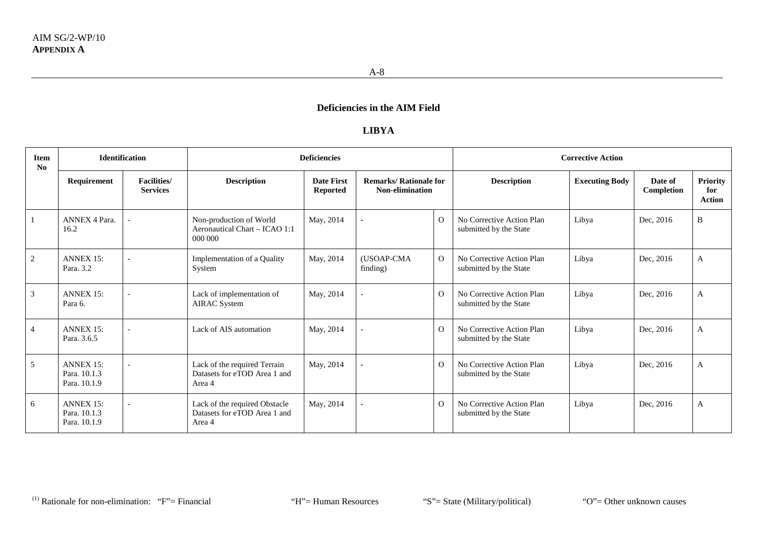## Deficiencies in the AIM Field

## LIBYA

| Item No | Identification | | Deficiencies | | | | Corrective Action | | | |
|---|---|---|---|---|---|---|---|---|---|---|
| | Requirement | Facilities/ Services | Description | Date First Reported | Remarks/ Rationale for Non-elimination | | Description | Executing Body | Date of Completion | Priority for Action |
| 1 | ANNEX 4 Para. 16.2 | - | Non-production of World Aeronautical Chart – ICAO 1:1 000 000 | May, 2014 | - | O | No Corrective Action Plan submitted by the State | Libya | Dec, 2016 | B |
| 2 | ANNEX 15: Para. 3.2 | - | Implementation of a Quality System | May, 2014 | (USOAP-CMA finding) | O | No Corrective Action Plan submitted by the State | Libya | Dec, 2016 | A |
| 3 | ANNEX 15: Para 6. | - | Lack of implementation of AIRAC System | May, 2014 | - | O | No Corrective Action Plan submitted by the State | Libya | Dec, 2016 | A |
| 4 | ANNEX 15: Para. 3.6.5 | - | Lack of AIS automation | May, 2014 | - | O | No Corrective Action Plan submitted by the State | Libya | Dec, 2016 | A |
| 5 | ANNEX 15: Para. 10.1.3 Para. 10.1.9 | - | Lack of the required Terrain Datasets for eTOD Area 1 and Area 4 | May, 2014 | - | O | No Corrective Action Plan submitted by the State | Libya | Dec, 2016 | A |
| 6 | ANNEX 15: Para. 10.1.3 Para. 10.1.9 | - | Lack of the required Obstacle Datasets for eTOD Area 1 and Area 4 | May, 2014 | - | O | No Corrective Action Plan submitted by the State | Libya | Dec, 2016 | A |

(1) Rationale for non-elimination: "F"= Financial "H"= Human Resources "S"= State (Military/political) "O"= Other unknown causes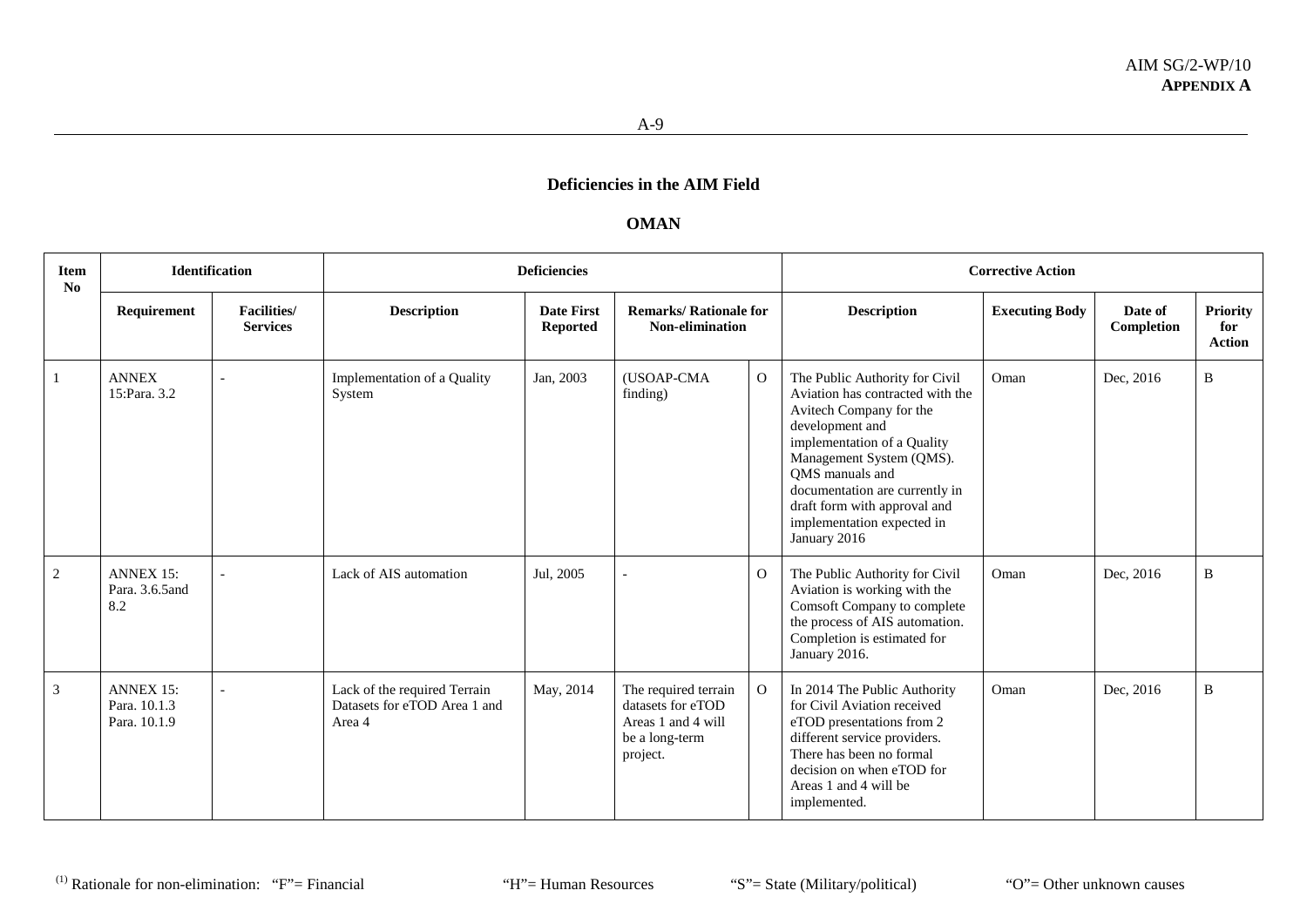## Deficiencies in the AIM Field

## OMAN

| Item No | Identification | | Deficiencies | | | | Corrective Action | | | |
|---|---|---|---|---|---|---|---|---|---|---|
| | Requirement | Facilities/ Services | Description | Date First Reported | Remarks/ Rationale for Non-elimination | | Description | Executing Body | Date of Completion | Priority for Action |
| 1 | ANNEX 15:Para. 3.2 | - | Implementation of a Quality System | Jan, 2003 | (USOAP-CMA finding) | O | The Public Authority for Civil Aviation has contracted with the Avitech Company for the development and implementation of a Quality Management System (QMS). QMS manuals and documentation are currently in draft form with approval and implementation expected in January 2016 | Oman | Dec, 2016 | B |
| 2 | ANNEX 15: Para. 3.6.5and 8.2 | - | Lack of AIS automation | Jul, 2005 | - | O | The Public Authority for Civil Aviation is working with the Comsoft Company to complete the process of AIS automation. Completion is estimated for January 2016. | Oman | Dec, 2016 | B |
| 3 | ANNEX 15: Para. 10.1.3 Para. 10.1.9 | - | Lack of the required Terrain Datasets for eTOD Area 1 and Area 4 | May, 2014 | The required terrain datasets for eTOD Areas 1 and 4 will be a long-term project. | O | In 2014 The Public Authority for Civil Aviation received eTOD presentations from 2 different service providers. There has been no formal decision on when eTOD for Areas 1 and 4 will be implemented. | Oman | Dec, 2016 | B |

(1) Rationale for non-elimination: "F"= Financial "H"= Human Resources "S"= State (Military/political) "O"= Other unknown causes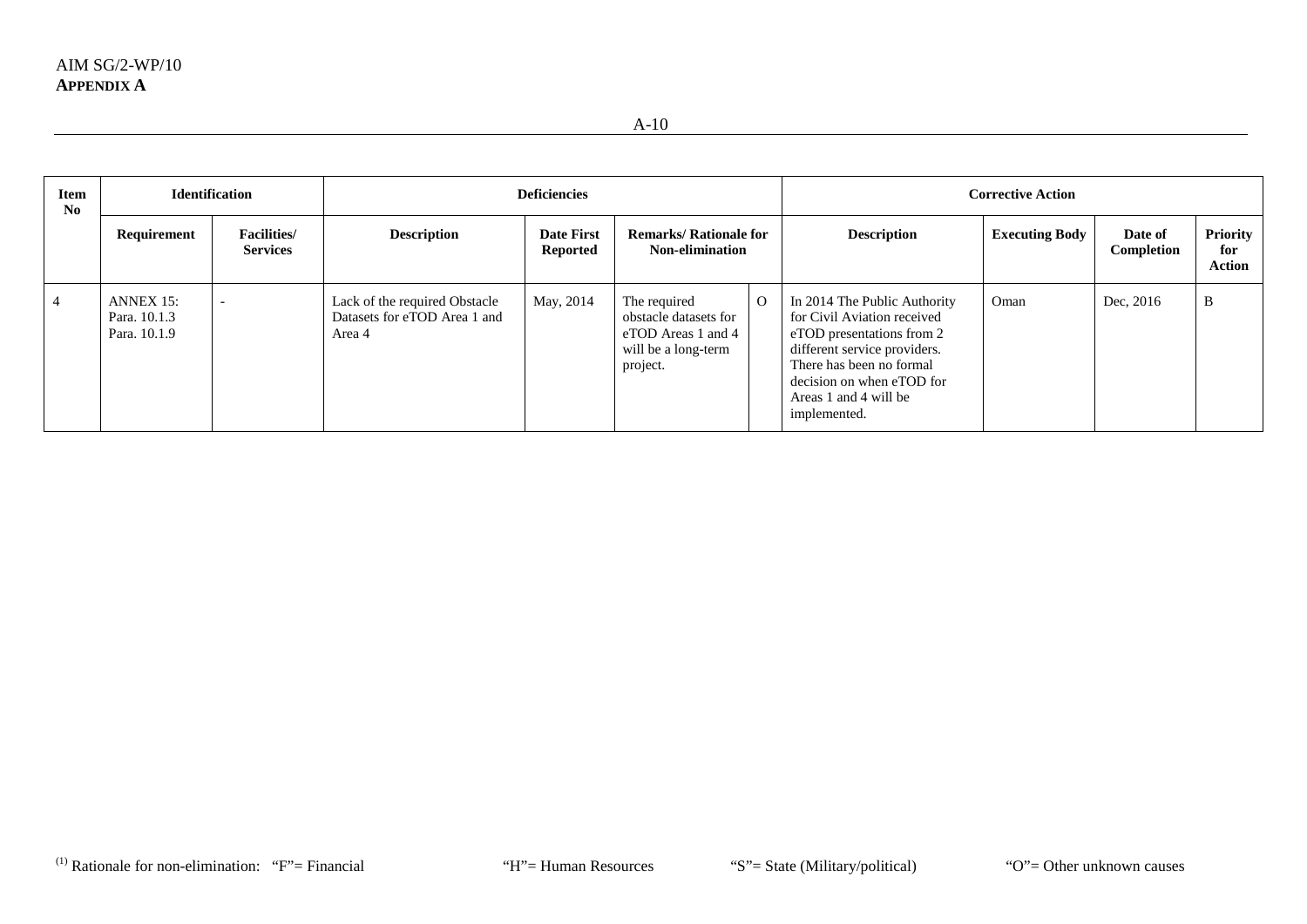| Item No | Identification | | Deficiencies | | | | Corrective Action | | | |
|---|---|---|---|---|---|---|---|---|---|---|
| | Requirement | Facilities/ Services | Description | Date First Reported | Remarks/ Rationale for Non-elimination | | Description | Executing Body | Date of Completion | Priority for Action |
| 4 | ANNEX 15: Para. 10.1.3 Para. 10.1.9 | - | Lack of the required Obstacle Datasets for eTOD Area 1 and Area 4 | May, 2014 | The required obstacle datasets for eTOD Areas 1 and 4 will be a long-term project. | O | In 2014 The Public Authority for Civil Aviation received eTOD presentations from 2 different service providers. There has been no formal decision on when eTOD for Areas 1 and 4 will be implemented. | Oman | Dec, 2016 | B |

(1) Rationale for non-elimination: "F"= Financial "H"= Human Resources "S"= State (Military/political) "O"= Other unknown causes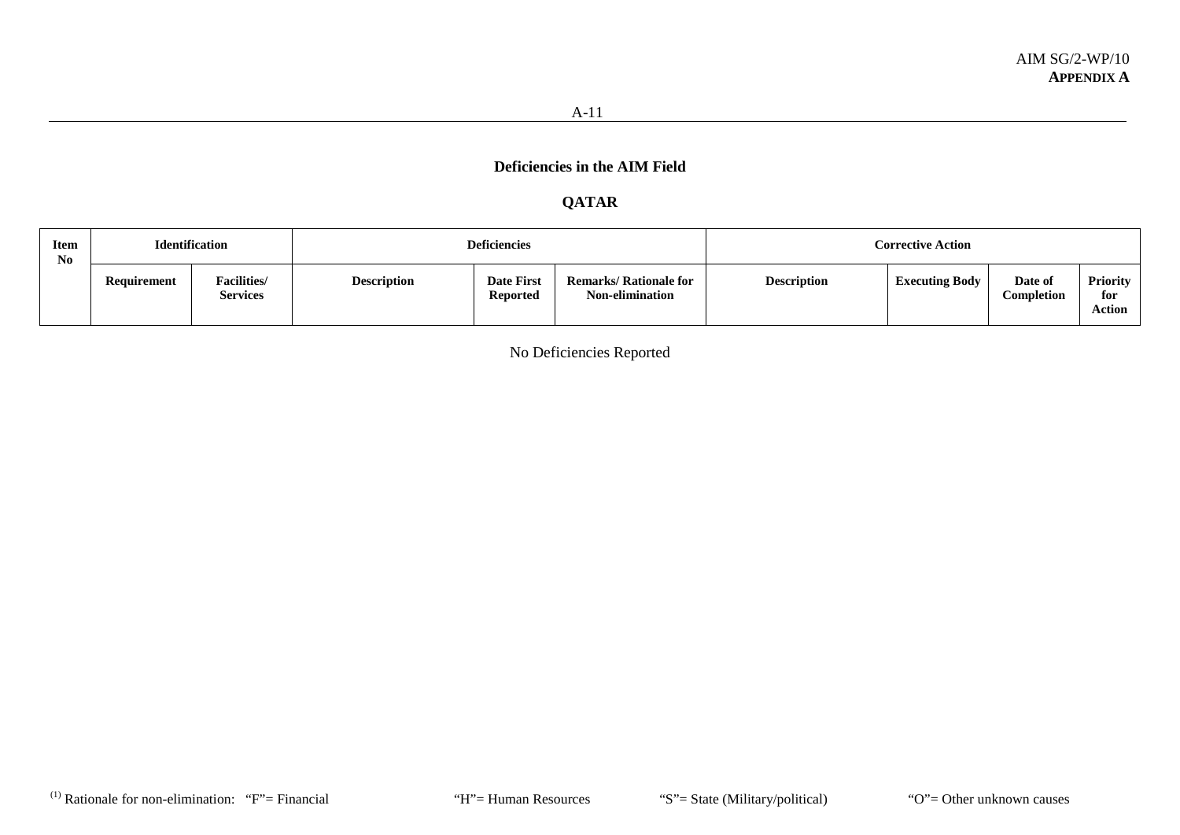## Deficiencies in the AIM Field

## QATAR

| Item No | Identification | | Deficiencies | | | Corrective Action | | | |
|---|---|---|---|---|---|---|---|---|---|
| | Requirement | Facilities/ Services | Description | Date First Reported | Remarks/ Rationale for Non-elimination | Description | Executing Body | Date of Completion | Priority for Action |

No Deficiencies Reported

[(1)] Rationale for non-elimination: "F"= Financial "H"= Human Resources "S"= State (Military/political) "O"= Other unknown causes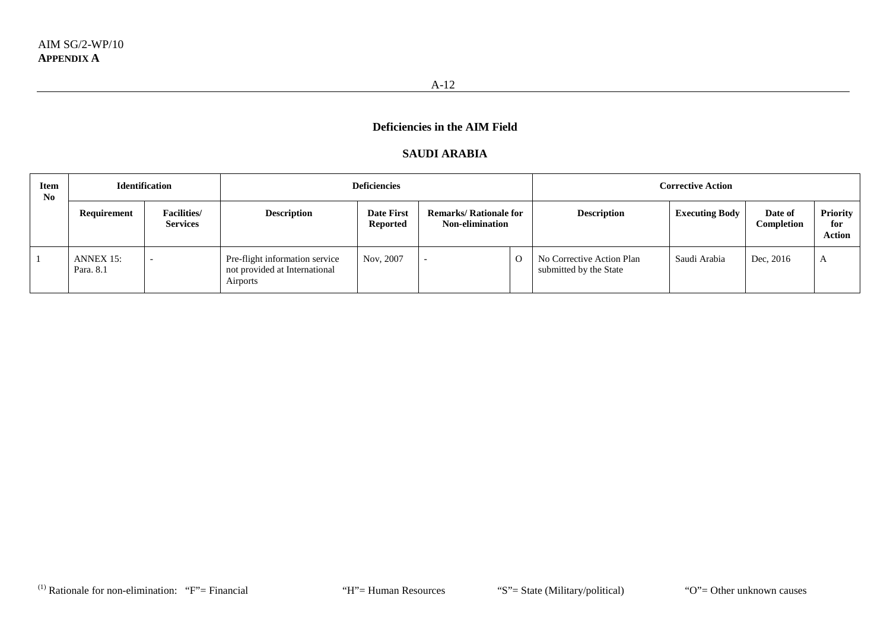## Deficiencies in the AIM Field

### SAUDI ARABIA

| Item No | Identification | | Deficiencies | | | | Corrective Action | | | |
|---|---|---|---|---|---|---|---|---|---|---|
| | Requirement | Facilities/ Services | Description | Date First Reported | Remarks/ Rationale for Non-elimination | | Description | Executing Body | Date of Completion | Priority for Action |
| 1 | ANNEX 15: Para. 8.1 | - | Pre-flight information service not provided at International Airports | Nov, 2007 | - | O | No Corrective Action Plan submitted by the State | Saudi Arabia | Dec, 2016 | A |

[(1)] Rationale for non-elimination: "F"= Financial "H"= Human Resources "S"= State (Military/political) "O"= Other unknown causes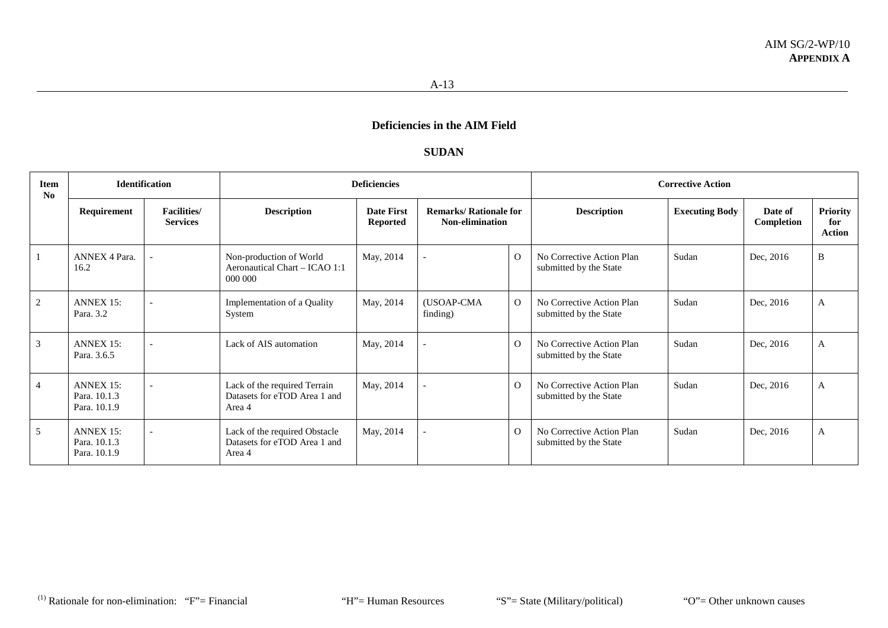## Deficiencies in the AIM Field

### SUDAN

| Item No | Identification | | Deficiencies | | | | Corrective Action | | | |
|---|---|---|---|---|---|---|---|---|---|---|
| | Requirement | Facilities/ Services | Description | Date First Reported | Remarks/ Rationale for Non-elimination | | Description | Executing Body | Date of Completion | Priority for Action |
| 1 | ANNEX 4 Para. 16.2 | - | Non-production of World Aeronautical Chart – ICAO 1:1 000 000 | May, 2014 | - | O | No Corrective Action Plan submitted by the State | Sudan | Dec, 2016 | B |
| 2 | ANNEX 15: Para. 3.2 | - | Implementation of a Quality System | May, 2014 | (USOAP-CMA finding) | O | No Corrective Action Plan submitted by the State | Sudan | Dec, 2016 | A |
| 3 | ANNEX 15: Para. 3.6.5 | - | Lack of AIS automation | May, 2014 | - | O | No Corrective Action Plan submitted by the State | Sudan | Dec, 2016 | A |
| 4 | ANNEX 15: Para. 10.1.3 Para. 10.1.9 | - | Lack of the required Terrain Datasets for eTOD Area 1 and Area 4 | May, 2014 | - | O | No Corrective Action Plan submitted by the State | Sudan | Dec, 2016 | A |
| 5 | ANNEX 15: Para. 10.1.3 Para. 10.1.9 | - | Lack of the required Obstacle Datasets for eTOD Area 1 and Area 4 | May, 2014 | - | O | No Corrective Action Plan submitted by the State | Sudan | Dec, 2016 | A |

(1) Rationale for non-elimination: "F"= Financial "H"= Human Resources "S"= State (Military/political) "O"= Other unknown causes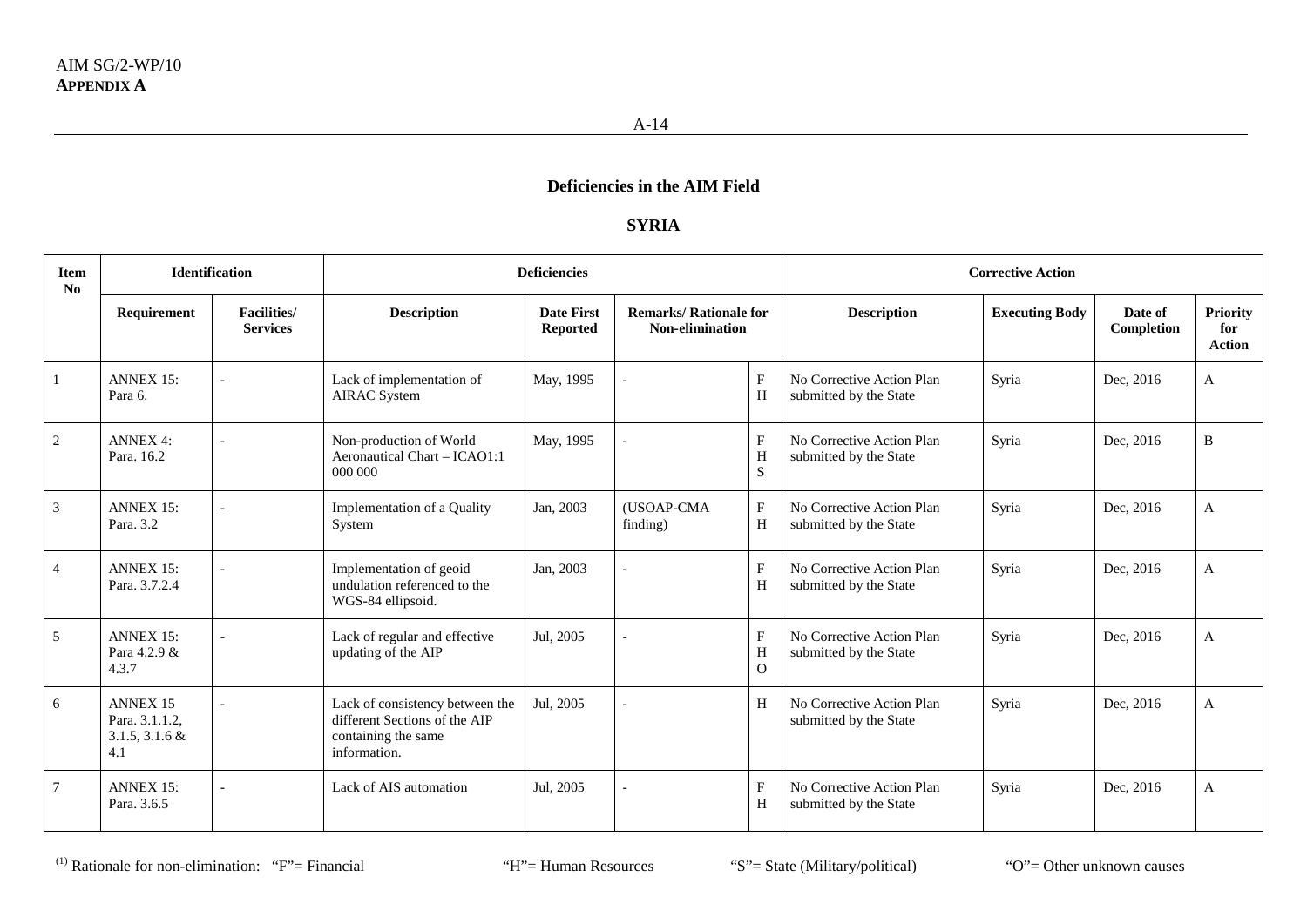## Deficiencies in the AIM Field

### SYRIA

| Item No | Identification | | Deficiencies | | | | Corrective Action | | | |
|---|---|---|---|---|---|---|---|---|---|---|
| | Requirement | Facilities/ Services | Description | Date First Reported | Remarks/ Rationale for Non-elimination | | Description | Executing Body | Date of Completion | Priority for Action |
| 1 | ANNEX 15: Para 6. | - | Lack of implementation of AIRAC System | May, 1995 | - | F H | No Corrective Action Plan submitted by the State | Syria | Dec, 2016 | A |
| 2 | ANNEX 4: Para. 16.2 | - | Non-production of World Aeronautical Chart – ICAO1:1 000 000 | May, 1995 | - | F H S | No Corrective Action Plan submitted by the State | Syria | Dec, 2016 | B |
| 3 | ANNEX 15: Para. 3.2 | - | Implementation of a Quality System | Jan, 2003 | (USOAP-CMA finding) | F H | No Corrective Action Plan submitted by the State | Syria | Dec, 2016 | A |
| 4 | ANNEX 15: Para. 3.7.2.4 | - | Implementation of geoid undulation referenced to the WGS-84 ellipsoid. | Jan, 2003 | - | F H | No Corrective Action Plan submitted by the State | Syria | Dec, 2016 | A |
| 5 | ANNEX 15: Para 4.2.9 & 4.3.7 | - | Lack of regular and effective updating of the AIP | Jul, 2005 | - | F H O | No Corrective Action Plan submitted by the State | Syria | Dec, 2016 | A |
| 6 | ANNEX 15 Para. 3.1.1.2, 3.1.5, 3.1.6 & 4.1 | - | Lack of consistency between the different Sections of the AIP containing the same information. | Jul, 2005 | - | H | No Corrective Action Plan submitted by the State | Syria | Dec, 2016 | A |
| 7 | ANNEX 15: Para. 3.6.5 | - | Lack of AIS automation | Jul, 2005 | - | F H | No Corrective Action Plan submitted by the State | Syria | Dec, 2016 | A |

(1) Rationale for non-elimination: "F"= Financial "H"= Human Resources "S"= State (Military/political) "O"= Other unknown causes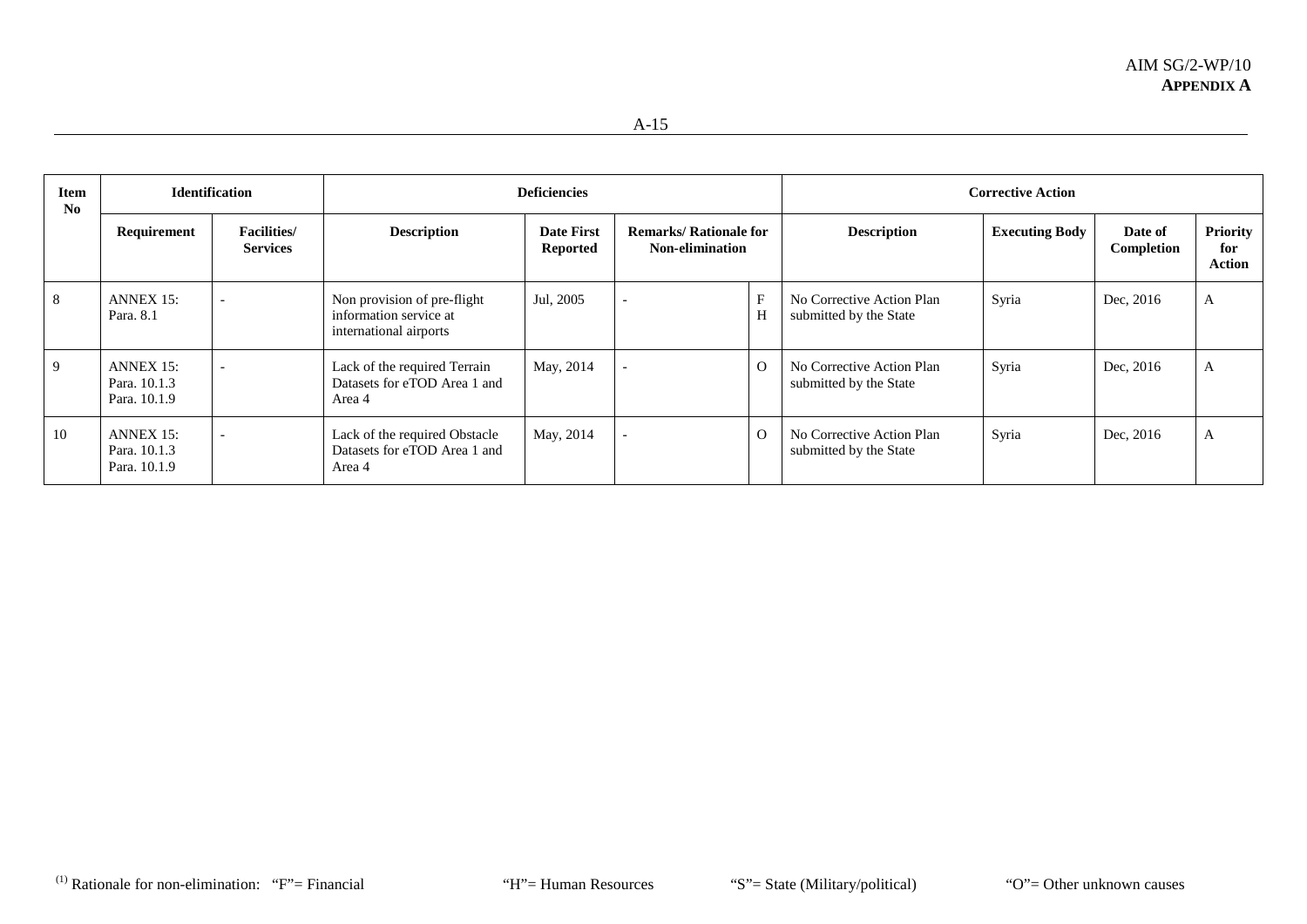| Item No | Identification | | Deficiencies | | | | Corrective Action | | | |
|---|---|---|---|---|---|---|---|---|---|---|
| | Requirement | Facilities/ Services | Description | Date First Reported | Remarks/ Rationale for Non-elimination | | Description | Executing Body | Date of Completion | Priority for Action |
| 8 | ANNEX 15: Para. 8.1 | - | Non provision of pre-flight information service at international airports | Jul, 2005 | - | F H | No Corrective Action Plan submitted by the State | Syria | Dec, 2016 | A |
| 9 | ANNEX 15: Para. 10.1.3 Para. 10.1.9 | - | Lack of the required Terrain Datasets for eTOD Area 1 and Area 4 | May, 2014 | - | O | No Corrective Action Plan submitted by the State | Syria | Dec, 2016 | A |
| 10 | ANNEX 15: Para. 10.1.3 Para. 10.1.9 | - | Lack of the required Obstacle Datasets for eTOD Area 1 and Area 4 | May, 2014 | - | O | No Corrective Action Plan submitted by the State | Syria | Dec, 2016 | A |

(1) Rationale for non-elimination: "F"= Financial "H"= Human Resources "S"= State (Military/political) "O"= Other unknown causes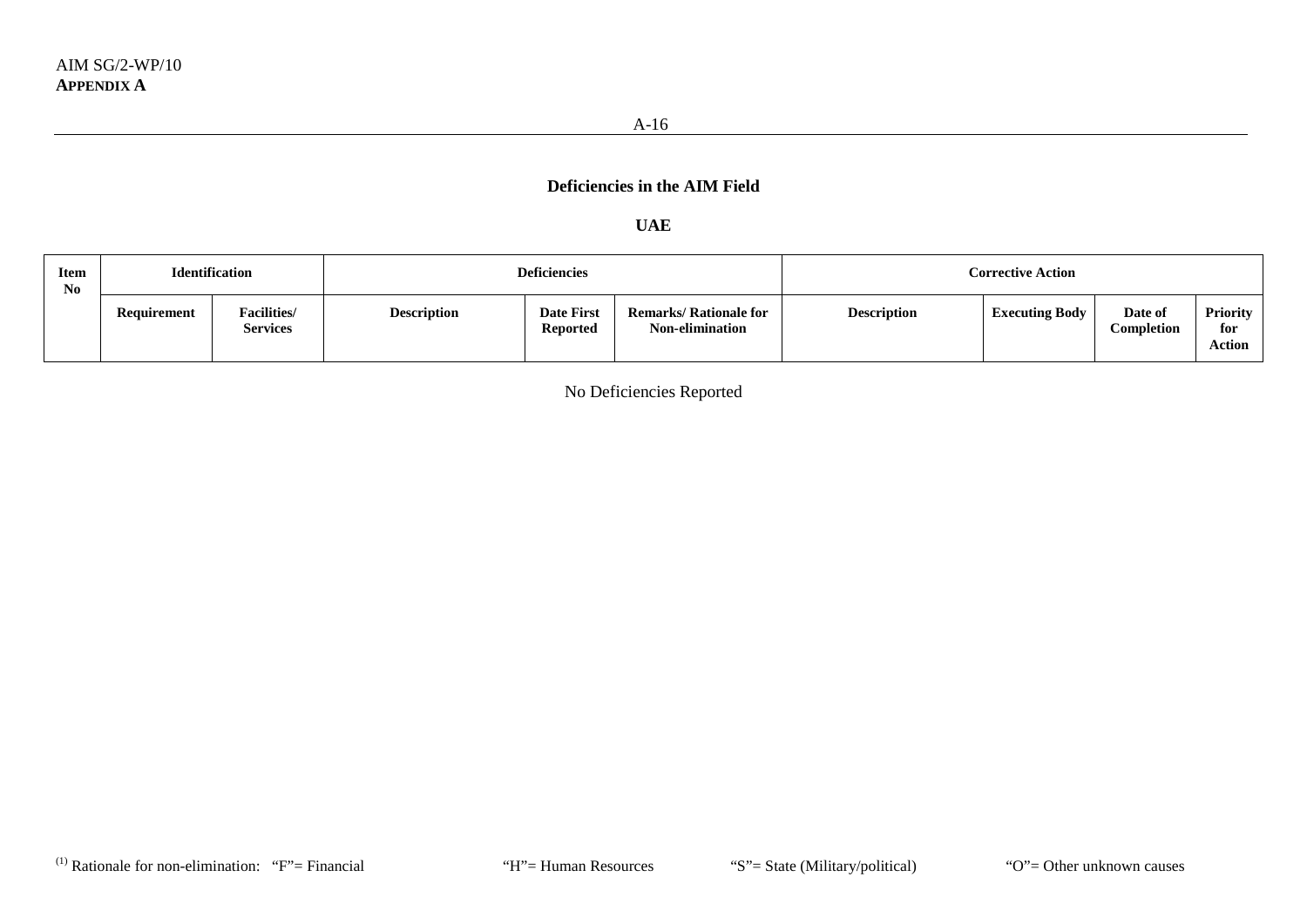**Deficiencies in the AIM Field**

**UAE**

| Item No | Identification | | Deficiencies | | | Corrective Action | | | |
|---|---|---|---|---|---|---|---|---|---|
| | Requirement | Facilities/ Services | Description | Date First Reported | Remarks/ Rationale for Non-elimination | Description | Executing Body | Date of Completion | Priority for Action |

No Deficiencies Reported

[(1)] Rationale for non-elimination: "F"= Financial "H"= Human Resources "S"= State (Military/political) "O"= Other unknown causes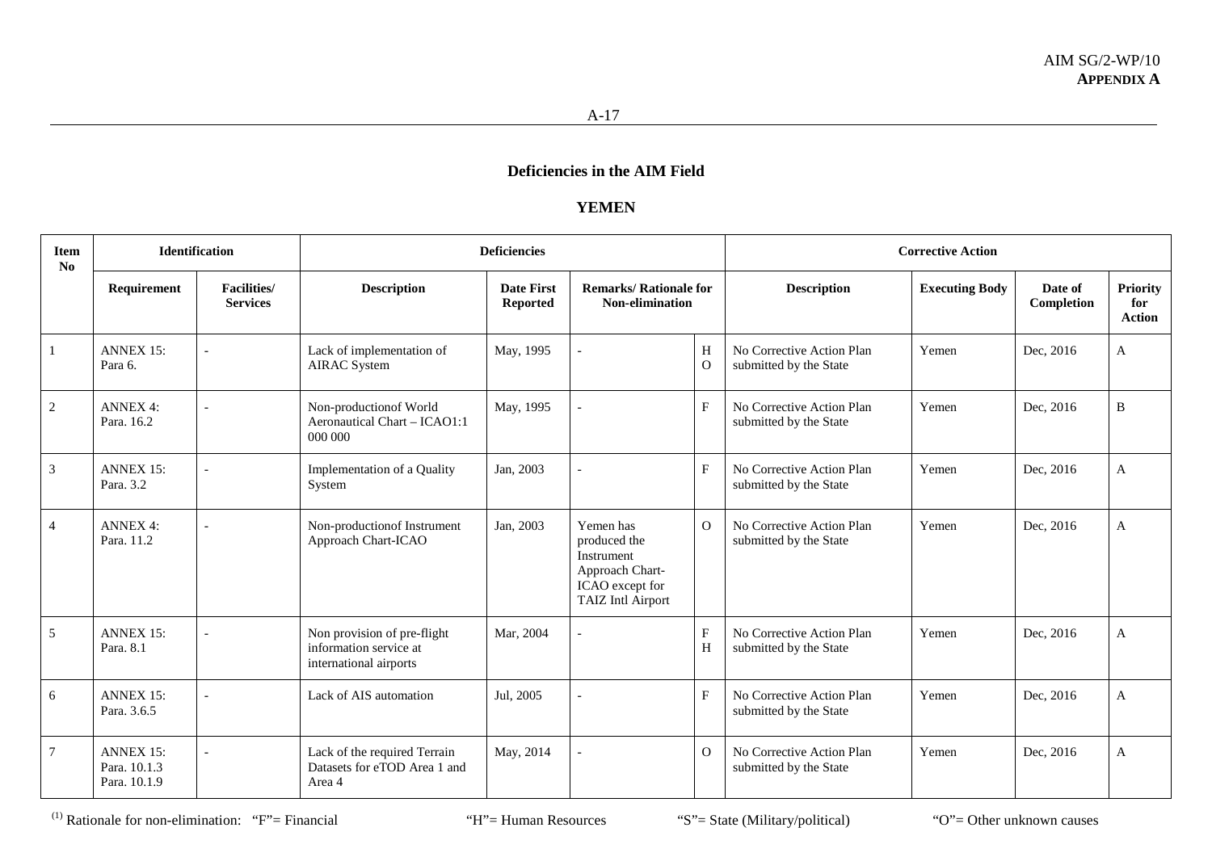## Deficiencies in the AIM Field

### YEMEN

| Item No | Identification | | Deficiencies | | | | Corrective Action | | | |
|---|---|---|---|---|---|---|---|---|---|---|
| | Requirement | Facilities/ Services | Description | Date First Reported | Remarks/ Rationale for Non-elimination | | Description | Executing Body | Date of Completion | Priority for Action |
| 1 | ANNEX 15: Para 6. | - | Lack of implementation of AIRAC System | May, 1995 | - | H O | No Corrective Action Plan submitted by the State | Yemen | Dec, 2016 | A |
| 2 | ANNEX 4: Para. 16.2 | - | Non-productionof World Aeronautical Chart – ICAO1:1 000 000 | May, 1995 | - | F | No Corrective Action Plan submitted by the State | Yemen | Dec, 2016 | B |
| 3 | ANNEX 15: Para. 3.2 | - | Implementation of a Quality System | Jan, 2003 | - | F | No Corrective Action Plan submitted by the State | Yemen | Dec, 2016 | A |
| 4 | ANNEX 4: Para. 11.2 | - | Non-productionof Instrument Approach Chart-ICAO | Jan, 2003 | Yemen has produced the Instrument Approach Chart-ICAO except for TAIZ Intl Airport | O | No Corrective Action Plan submitted by the State | Yemen | Dec, 2016 | A |
| 5 | ANNEX 15: Para. 8.1 | - | Non provision of pre-flight information service at international airports | Mar, 2004 | - | F H | No Corrective Action Plan submitted by the State | Yemen | Dec, 2016 | A |
| 6 | ANNEX 15: Para. 3.6.5 | - | Lack of AIS automation | Jul, 2005 | - | F | No Corrective Action Plan submitted by the State | Yemen | Dec, 2016 | A |
| 7 | ANNEX 15: Para. 10.1.3 Para. 10.1.9 | - | Lack of the required Terrain Datasets for eTOD Area 1 and Area 4 | May, 2014 | - | O | No Corrective Action Plan submitted by the State | Yemen | Dec, 2016 | A |

(1) Rationale for non-elimination: "F"= Financial "H"= Human Resources "S"= State (Military/political) "O"= Other unknown causes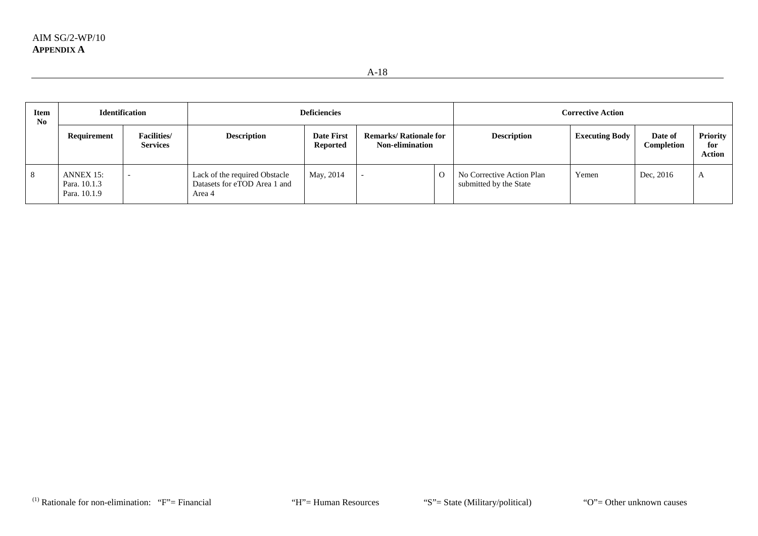| Item No | Identification | | Deficiencies | | | | Corrective Action | | | |
|---|---|---|---|---|---|---|---|---|---|---|
| | Requirement | Facilities/ Services | Description | Date First Reported | Remarks/ Rationale for Non-elimination | | Description | Executing Body | Date of Completion | Priority for Action |
| 8 | ANNEX 15: Para. 10.1.3 Para. 10.1.9 | - | Lack of the required Obstacle Datasets for eTOD Area 1 and Area 4 | May, 2014 | - | O | No Corrective Action Plan submitted by the State | Yemen | Dec, 2016 | A |

(1) Rationale for non-elimination: "F"= Financial "H"= Human Resources "S"= State (Military/political) "O"= Other unknown causes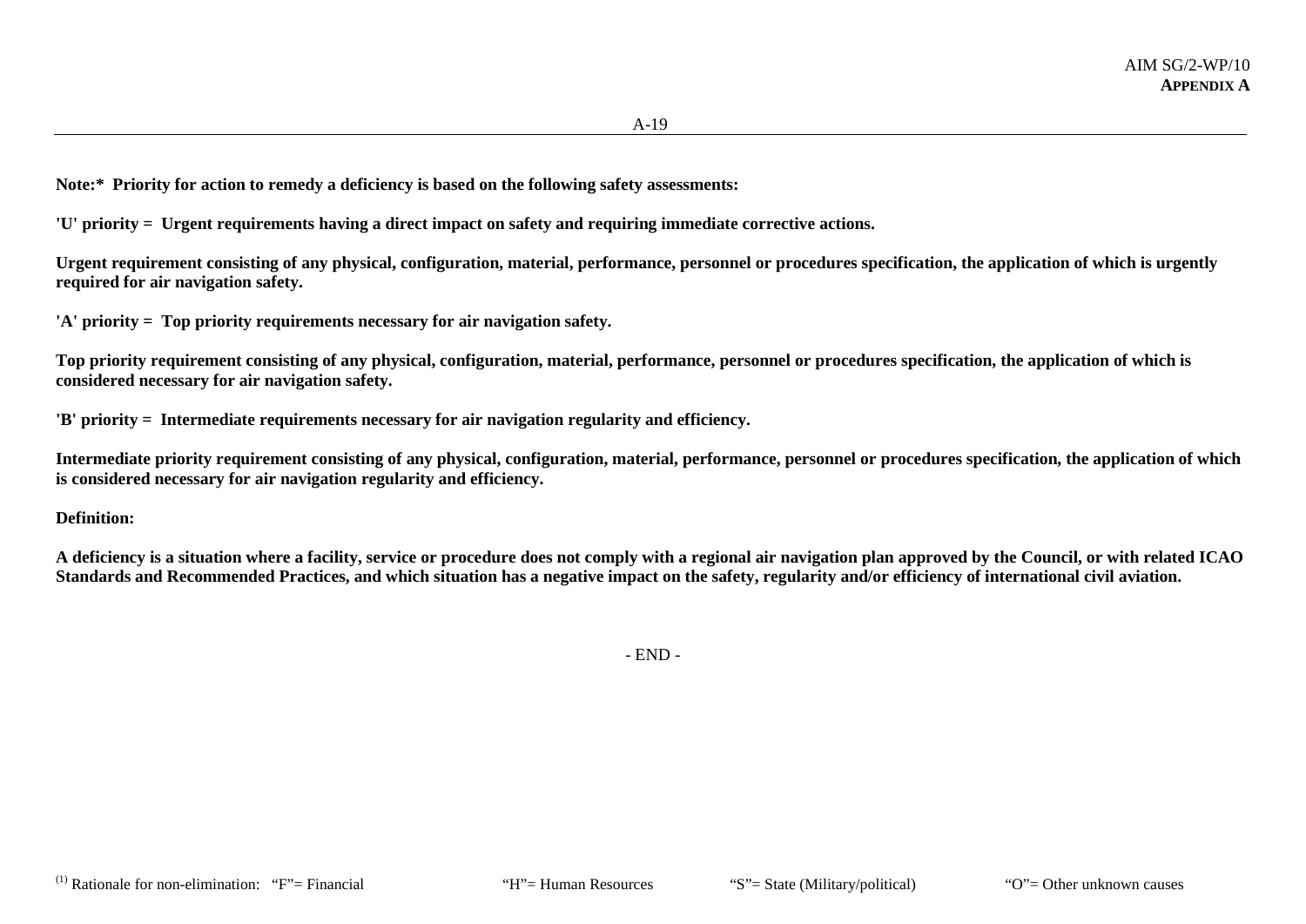**Note:\* Priority for action to remedy a deficiency is based on the following safety assessments:**

**'U' priority = Urgent requirements having a direct impact on safety and requiring immediate corrective actions.**

**Urgent requirement consisting of any physical, configuration, material, performance, personnel or procedures specification, the application of which is urgently required for air navigation safety.**

**'A' priority = Top priority requirements necessary for air navigation safety.**

**Top priority requirement consisting of any physical, configuration, material, performance, personnel or procedures specification, the application of which is considered necessary for air navigation safety.**

**'B' priority = Intermediate requirements necessary for air navigation regularity and efficiency.**

**Intermediate priority requirement consisting of any physical, configuration, material, performance, personnel or procedures specification, the application of which is considered necessary for air navigation regularity and efficiency.**

**Definition:**

**A deficiency is a situation where a facility, service or procedure does not comply with a regional air navigation plan approved by the Council, or with related ICAO Standards and Recommended Practices, and which situation has a negative impact on the safety, regularity and/or efficiency of international civil aviation.**

- END -

(1) Rationale for non-elimination: "F"= Financial "H"= Human Resources "S"= State (Military/political) "O"= Other unknown causes